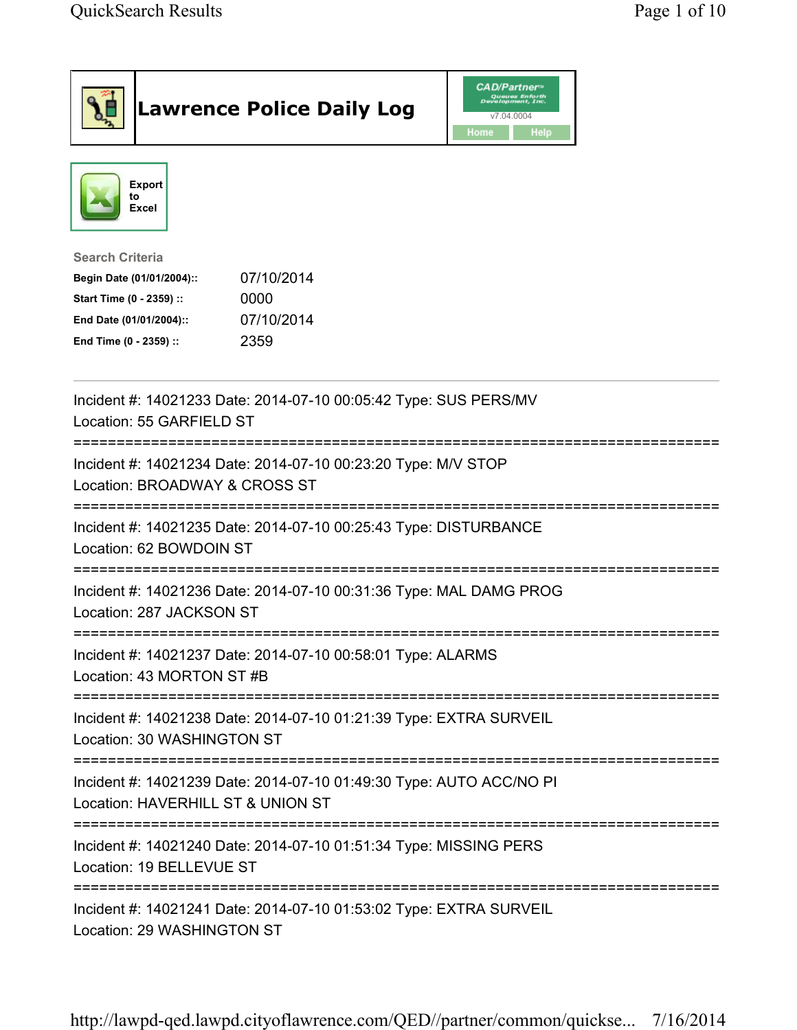# Lawrence Police Daily Log

CAD/Partner
v7.04.0004
Home Help

Export to Excel

**Search Criteria**

| | |
|---|---|
| **Begin Date (01/01/2004)::** | 07/10/2014 |
| **Start Time (0 - 2359) ::** | 0000 |
| **End Date (01/01/2004)::** | 07/10/2014 |
| **End Time (0 - 2359) ::** | 2359 |

---

Incident #: 14021233 Date: 2014-07-10 00:05:42 Type: SUS PERS/MV
Location: 55 GARFIELD ST

===========================================================================

Incident #: 14021234 Date: 2014-07-10 00:23:20 Type: M/V STOP
Location: BROADWAY & CROSS ST

===========================================================================

Incident #: 14021235 Date: 2014-07-10 00:25:43 Type: DISTURBANCE
Location: 62 BOWDOIN ST

===========================================================================

Incident #: 14021236 Date: 2014-07-10 00:31:36 Type: MAL DAMG PROG
Location: 287 JACKSON ST

===========================================================================

Incident #: 14021237 Date: 2014-07-10 00:58:01 Type: ALARMS
Location: 43 MORTON ST #B

===========================================================================

Incident #: 14021238 Date: 2014-07-10 01:21:39 Type: EXTRA SURVEIL
Location: 30 WASHINGTON ST

===========================================================================

Incident #: 14021239 Date: 2014-07-10 01:49:30 Type: AUTO ACC/NO PI
Location: HAVERHILL ST & UNION ST

===========================================================================

Incident #: 14021240 Date: 2014-07-10 01:51:34 Type: MISSING PERS
Location: 19 BELLEVUE ST

===========================================================================

Incident #: 14021241 Date: 2014-07-10 01:53:02 Type: EXTRA SURVEIL
Location: 29 WASHINGTON ST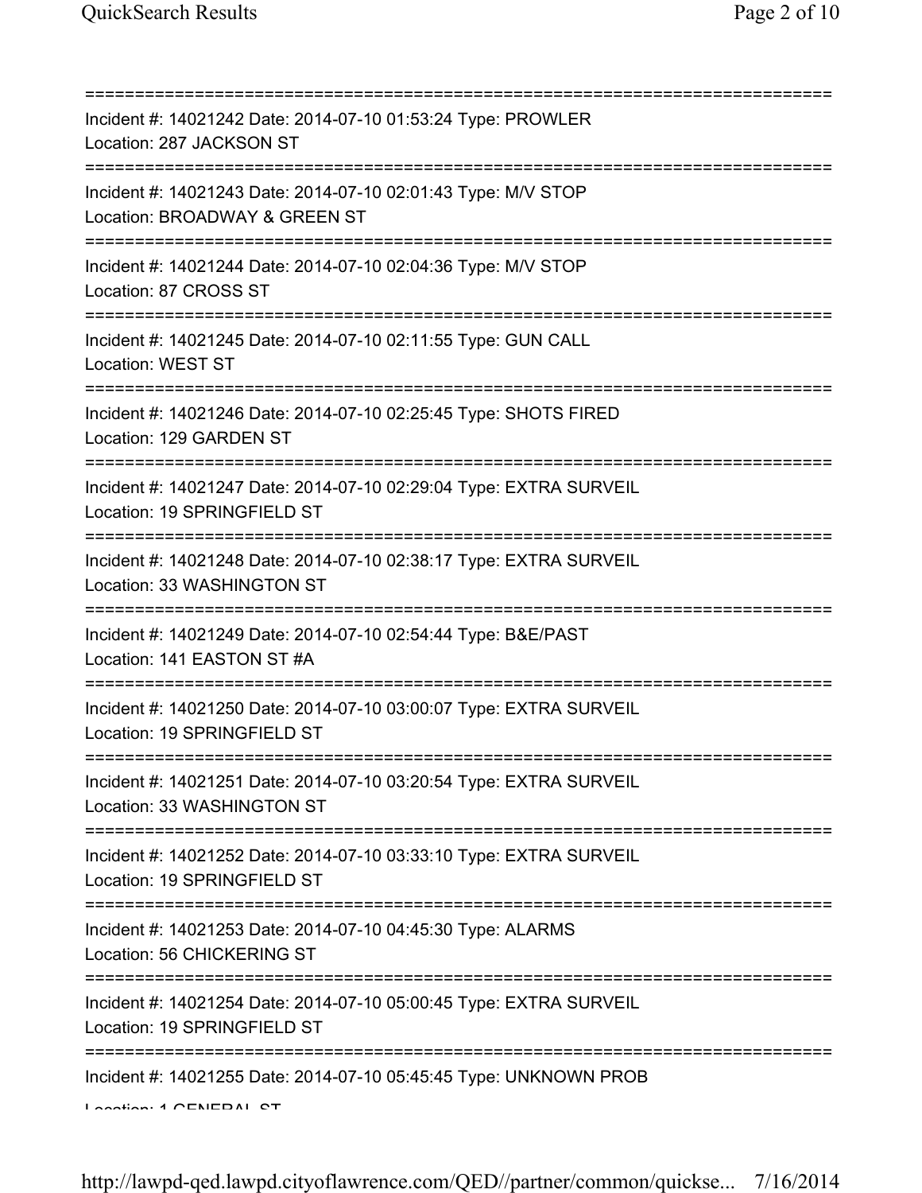===========================================================================
Incident #: 14021242 Date: 2014-07-10 01:53:24 Type: PROWLER
Location: 287 JACKSON ST
===========================================================================
Incident #: 14021243 Date: 2014-07-10 02:01:43 Type: M/V STOP
Location: BROADWAY & GREEN ST
===========================================================================
Incident #: 14021244 Date: 2014-07-10 02:04:36 Type: M/V STOP
Location: 87 CROSS ST
===========================================================================
Incident #: 14021245 Date: 2014-07-10 02:11:55 Type: GUN CALL
Location: WEST ST
===========================================================================
Incident #: 14021246 Date: 2014-07-10 02:25:45 Type: SHOTS FIRED
Location: 129 GARDEN ST
===========================================================================
Incident #: 14021247 Date: 2014-07-10 02:29:04 Type: EXTRA SURVEIL
Location: 19 SPRINGFIELD ST
===========================================================================
Incident #: 14021248 Date: 2014-07-10 02:38:17 Type: EXTRA SURVEIL
Location: 33 WASHINGTON ST
===========================================================================
Incident #: 14021249 Date: 2014-07-10 02:54:44 Type: B&E/PAST
Location: 141 EASTON ST #A
===========================================================================
Incident #: 14021250 Date: 2014-07-10 03:00:07 Type: EXTRA SURVEIL
Location: 19 SPRINGFIELD ST
===========================================================================
Incident #: 14021251 Date: 2014-07-10 03:20:54 Type: EXTRA SURVEIL
Location: 33 WASHINGTON ST
===========================================================================
Incident #: 14021252 Date: 2014-07-10 03:33:10 Type: EXTRA SURVEIL
Location: 19 SPRINGFIELD ST
===========================================================================
Incident #: 14021253 Date: 2014-07-10 04:45:30 Type: ALARMS
Location: 56 CHICKERING ST
===========================================================================
Incident #: 14021254 Date: 2014-07-10 05:00:45 Type: EXTRA SURVEIL
Location: 19 SPRINGFIELD ST
===========================================================================
Incident #: 14021255 Date: 2014-07-10 05:45:45 Type: UNKNOWN PROB
Location: 1 GENERAL ST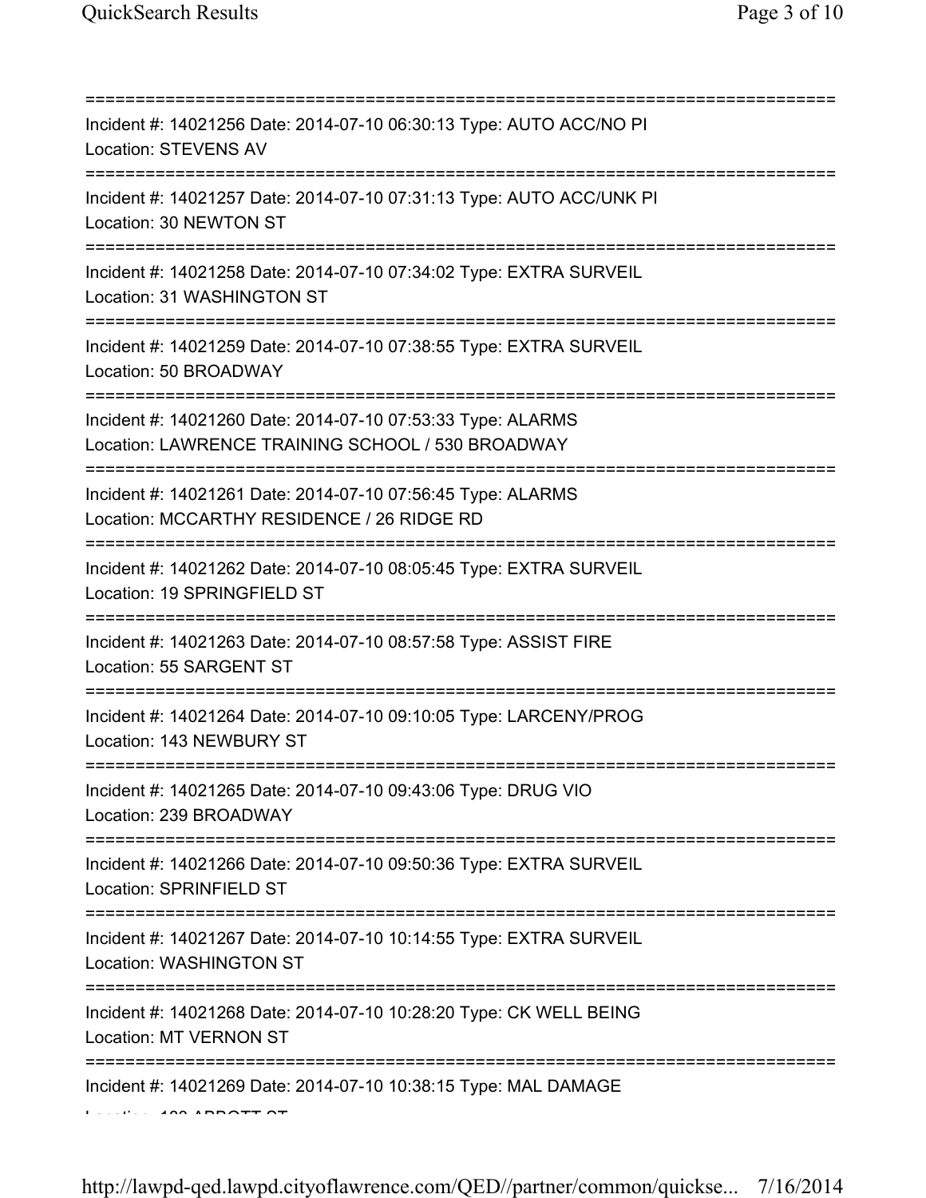===========================================================================
Incident #: 14021256 Date: 2014-07-10 06:30:13 Type: AUTO ACC/NO PI
Location: STEVENS AV
===========================================================================
Incident #: 14021257 Date: 2014-07-10 07:31:13 Type: AUTO ACC/UNK PI
Location: 30 NEWTON ST
===========================================================================
Incident #: 14021258 Date: 2014-07-10 07:34:02 Type: EXTRA SURVEIL
Location: 31 WASHINGTON ST
===========================================================================
Incident #: 14021259 Date: 2014-07-10 07:38:55 Type: EXTRA SURVEIL
Location: 50 BROADWAY
===========================================================================
Incident #: 14021260 Date: 2014-07-10 07:53:33 Type: ALARMS
Location: LAWRENCE TRAINING SCHOOL / 530 BROADWAY
===========================================================================
Incident #: 14021261 Date: 2014-07-10 07:56:45 Type: ALARMS
Location: MCCARTHY RESIDENCE / 26 RIDGE RD
===========================================================================
Incident #: 14021262 Date: 2014-07-10 08:05:45 Type: EXTRA SURVEIL
Location: 19 SPRINGFIELD ST
===========================================================================
Incident #: 14021263 Date: 2014-07-10 08:57:58 Type: ASSIST FIRE
Location: 55 SARGENT ST
===========================================================================
Incident #: 14021264 Date: 2014-07-10 09:10:05 Type: LARCENY/PROG
Location: 143 NEWBURY ST
===========================================================================
Incident #: 14021265 Date: 2014-07-10 09:43:06 Type: DRUG VIO
Location: 239 BROADWAY
===========================================================================
Incident #: 14021266 Date: 2014-07-10 09:50:36 Type: EXTRA SURVEIL
Location: SPRINFIELD ST
===========================================================================
Incident #: 14021267 Date: 2014-07-10 10:14:55 Type: EXTRA SURVEIL
Location: WASHINGTON ST
===========================================================================
Incident #: 14021268 Date: 2014-07-10 10:28:20 Type: CK WELL BEING
Location: MT VERNON ST
===========================================================================
Incident #: 14021269 Date: 2014-07-10 10:38:15 Type: MAL DAMAGE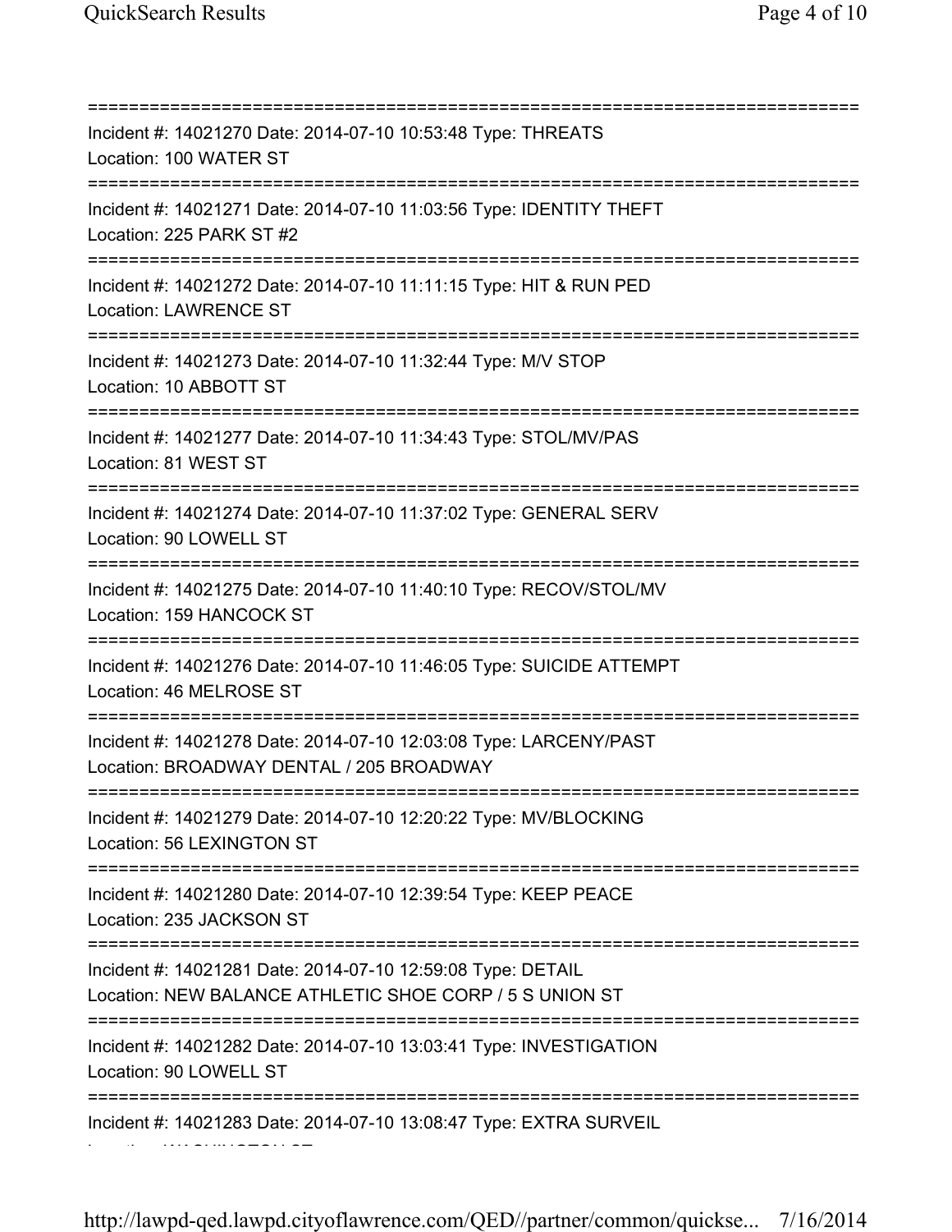===========================================================================
Incident #: 14021270 Date: 2014-07-10 10:53:48 Type: THREATS
Location: 100 WATER ST
===========================================================================
Incident #: 14021271 Date: 2014-07-10 11:03:56 Type: IDENTITY THEFT
Location: 225 PARK ST #2
===========================================================================
Incident #: 14021272 Date: 2014-07-10 11:11:15 Type: HIT & RUN PED
Location: LAWRENCE ST
===========================================================================
Incident #: 14021273 Date: 2014-07-10 11:32:44 Type: M/V STOP
Location: 10 ABBOTT ST
===========================================================================
Incident #: 14021277 Date: 2014-07-10 11:34:43 Type: STOL/MV/PAS
Location: 81 WEST ST
===========================================================================
Incident #: 14021274 Date: 2014-07-10 11:37:02 Type: GENERAL SERV
Location: 90 LOWELL ST
===========================================================================
Incident #: 14021275 Date: 2014-07-10 11:40:10 Type: RECOV/STOL/MV
Location: 159 HANCOCK ST
===========================================================================
Incident #: 14021276 Date: 2014-07-10 11:46:05 Type: SUICIDE ATTEMPT
Location: 46 MELROSE ST
===========================================================================
Incident #: 14021278 Date: 2014-07-10 12:03:08 Type: LARCENY/PAST
Location: BROADWAY DENTAL / 205 BROADWAY
===========================================================================
Incident #: 14021279 Date: 2014-07-10 12:20:22 Type: MV/BLOCKING
Location: 56 LEXINGTON ST
===========================================================================
Incident #: 14021280 Date: 2014-07-10 12:39:54 Type: KEEP PEACE
Location: 235 JACKSON ST
===========================================================================
Incident #: 14021281 Date: 2014-07-10 12:59:08 Type: DETAIL
Location: NEW BALANCE ATHLETIC SHOE CORP / 5 S UNION ST
===========================================================================
Incident #: 14021282 Date: 2014-07-10 13:03:41 Type: INVESTIGATION
Location: 90 LOWELL ST
===========================================================================
Incident #: 14021283 Date: 2014-07-10 13:08:47 Type: EXTRA SURVEIL
Location: WASHINGTON ST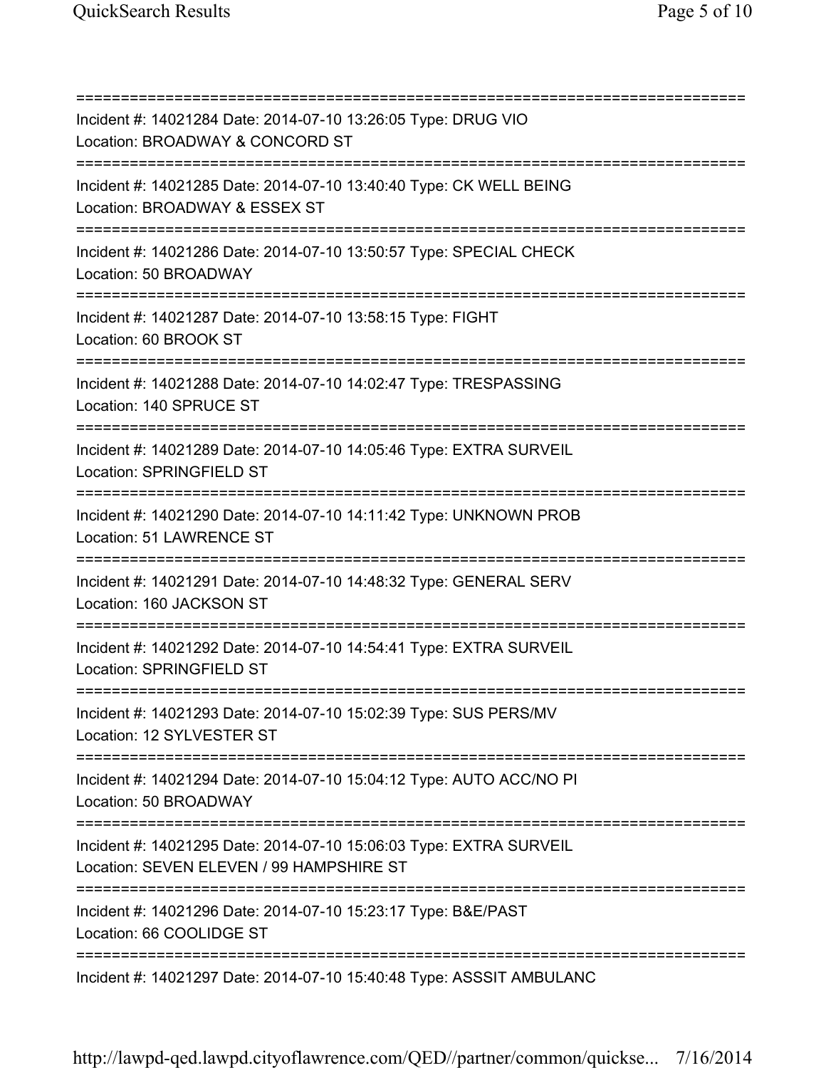===========================================================================

Incident #: 14021284 Date: 2014-07-10 13:26:05 Type: DRUG VIO
Location: BROADWAY & CONCORD ST

===========================================================================

Incident #: 14021285 Date: 2014-07-10 13:40:40 Type: CK WELL BEING
Location: BROADWAY & ESSEX ST

===========================================================================

Incident #: 14021286 Date: 2014-07-10 13:50:57 Type: SPECIAL CHECK
Location: 50 BROADWAY

===========================================================================

Incident #: 14021287 Date: 2014-07-10 13:58:15 Type: FIGHT
Location: 60 BROOK ST

===========================================================================

Incident #: 14021288 Date: 2014-07-10 14:02:47 Type: TRESPASSING
Location: 140 SPRUCE ST

===========================================================================

Incident #: 14021289 Date: 2014-07-10 14:05:46 Type: EXTRA SURVEIL
Location: SPRINGFIELD ST

===========================================================================

Incident #: 14021290 Date: 2014-07-10 14:11:42 Type: UNKNOWN PROB
Location: 51 LAWRENCE ST

===========================================================================

Incident #: 14021291 Date: 2014-07-10 14:48:32 Type: GENERAL SERV
Location: 160 JACKSON ST

===========================================================================

Incident #: 14021292 Date: 2014-07-10 14:54:41 Type: EXTRA SURVEIL
Location: SPRINGFIELD ST

===========================================================================

Incident #: 14021293 Date: 2014-07-10 15:02:39 Type: SUS PERS/MV
Location: 12 SYLVESTER ST

===========================================================================

Incident #: 14021294 Date: 2014-07-10 15:04:12 Type: AUTO ACC/NO PI
Location: 50 BROADWAY

===========================================================================

Incident #: 14021295 Date: 2014-07-10 15:06:03 Type: EXTRA SURVEIL
Location: SEVEN ELEVEN / 99 HAMPSHIRE ST

===========================================================================

Incident #: 14021296 Date: 2014-07-10 15:23:17 Type: B&E/PAST
Location: 66 COOLIDGE ST

===========================================================================

Incident #: 14021297 Date: 2014-07-10 15:40:48 Type: ASSSIT AMBULANC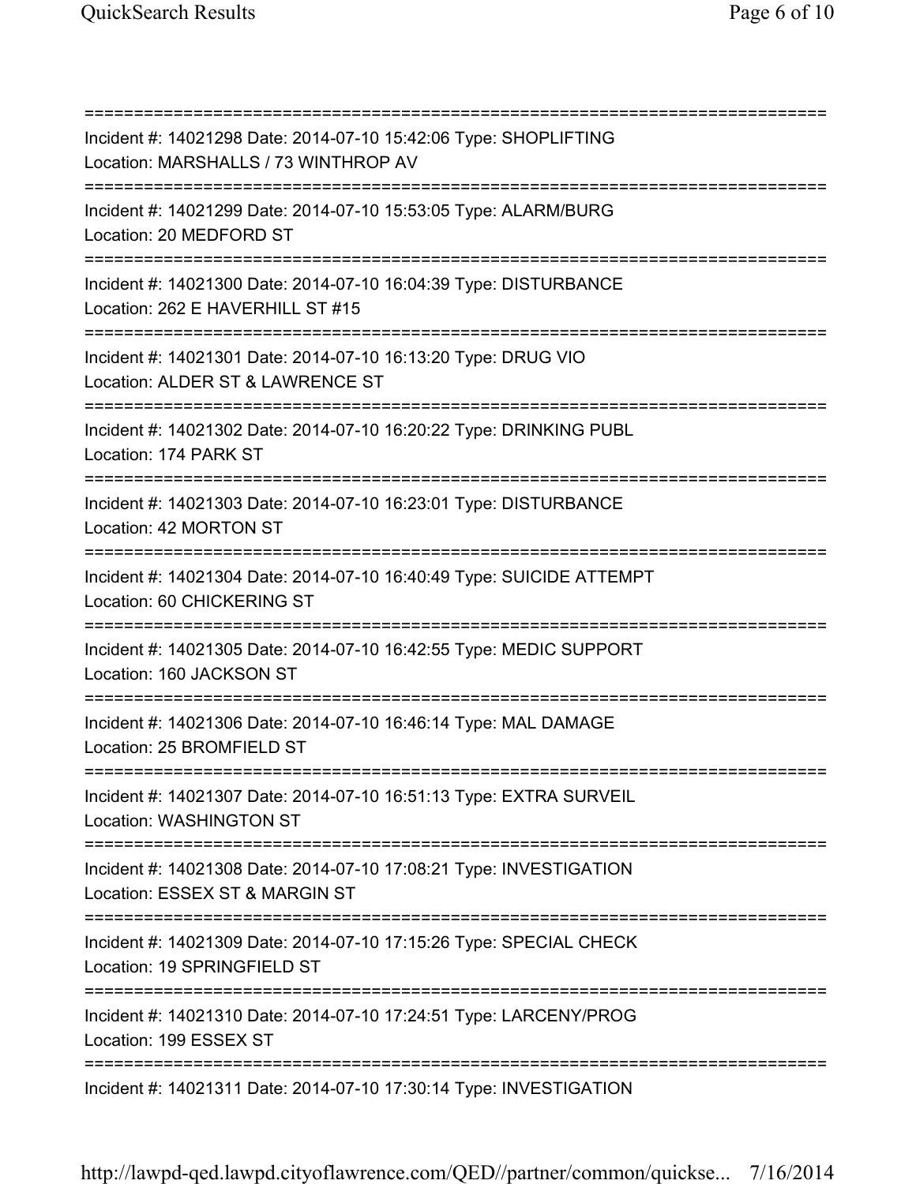===========================================================================
Incident #: 14021298 Date: 2014-07-10 15:42:06 Type: SHOPLIFTING
Location: MARSHALLS / 73 WINTHROP AV
===========================================================================
Incident #: 14021299 Date: 2014-07-10 15:53:05 Type: ALARM/BURG
Location: 20 MEDFORD ST
===========================================================================
Incident #: 14021300 Date: 2014-07-10 16:04:39 Type: DISTURBANCE
Location: 262 E HAVERHILL ST #15
===========================================================================
Incident #: 14021301 Date: 2014-07-10 16:13:20 Type: DRUG VIO
Location: ALDER ST & LAWRENCE ST
===========================================================================
Incident #: 14021302 Date: 2014-07-10 16:20:22 Type: DRINKING PUBL
Location: 174 PARK ST
===========================================================================
Incident #: 14021303 Date: 2014-07-10 16:23:01 Type: DISTURBANCE
Location: 42 MORTON ST
===========================================================================
Incident #: 14021304 Date: 2014-07-10 16:40:49 Type: SUICIDE ATTEMPT
Location: 60 CHICKERING ST
===========================================================================
Incident #: 14021305 Date: 2014-07-10 16:42:55 Type: MEDIC SUPPORT
Location: 160 JACKSON ST
===========================================================================
Incident #: 14021306 Date: 2014-07-10 16:46:14 Type: MAL DAMAGE
Location: 25 BROMFIELD ST
===========================================================================
Incident #: 14021307 Date: 2014-07-10 16:51:13 Type: EXTRA SURVEIL
Location: WASHINGTON ST
===========================================================================
Incident #: 14021308 Date: 2014-07-10 17:08:21 Type: INVESTIGATION
Location: ESSEX ST & MARGIN ST
===========================================================================
Incident #: 14021309 Date: 2014-07-10 17:15:26 Type: SPECIAL CHECK
Location: 19 SPRINGFIELD ST
===========================================================================
Incident #: 14021310 Date: 2014-07-10 17:24:51 Type: LARCENY/PROG
Location: 199 ESSEX ST
===========================================================================
Incident #: 14021311 Date: 2014-07-10 17:30:14 Type: INVESTIGATION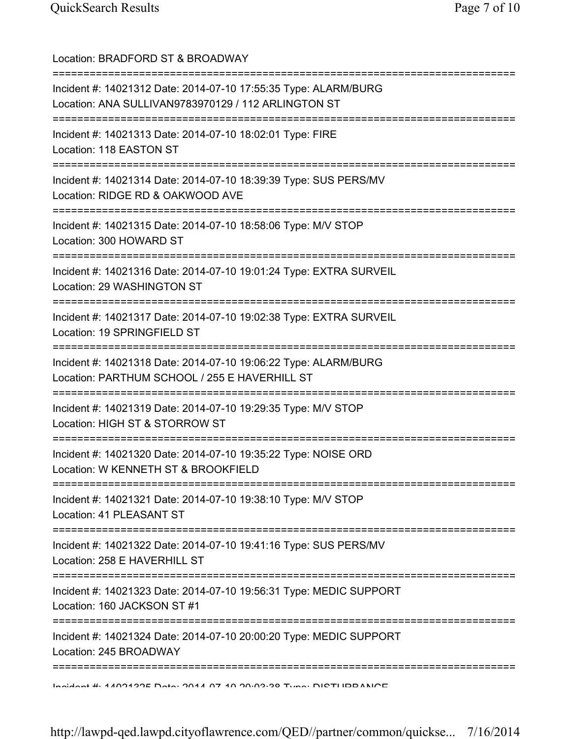Location: BRADFORD ST & BROADWAY

===========================================================================

Incident #: 14021312 Date: 2014-07-10 17:55:35 Type: ALARM/BURG
Location: ANA SULLIVAN9783970129 / 112 ARLINGTON ST

===========================================================================

Incident #: 14021313 Date: 2014-07-10 18:02:01 Type: FIRE
Location: 118 EASTON ST

===========================================================================

Incident #: 14021314 Date: 2014-07-10 18:39:39 Type: SUS PERS/MV
Location: RIDGE RD & OAKWOOD AVE

===========================================================================

Incident #: 14021315 Date: 2014-07-10 18:58:06 Type: M/V STOP
Location: 300 HOWARD ST

===========================================================================

Incident #: 14021316 Date: 2014-07-10 19:01:24 Type: EXTRA SURVEIL
Location: 29 WASHINGTON ST

===========================================================================

Incident #: 14021317 Date: 2014-07-10 19:02:38 Type: EXTRA SURVEIL
Location: 19 SPRINGFIELD ST

===========================================================================

Incident #: 14021318 Date: 2014-07-10 19:06:22 Type: ALARM/BURG
Location: PARTHUM SCHOOL / 255 E HAVERHILL ST

===========================================================================

Incident #: 14021319 Date: 2014-07-10 19:29:35 Type: M/V STOP
Location: HIGH ST & STORROW ST

===========================================================================

Incident #: 14021320 Date: 2014-07-10 19:35:22 Type: NOISE ORD
Location: W KENNETH ST & BROOKFIELD

===========================================================================

Incident #: 14021321 Date: 2014-07-10 19:38:10 Type: M/V STOP
Location: 41 PLEASANT ST

===========================================================================

Incident #: 14021322 Date: 2014-07-10 19:41:16 Type: SUS PERS/MV
Location: 258 E HAVERHILL ST

===========================================================================

Incident #: 14021323 Date: 2014-07-10 19:56:31 Type: MEDIC SUPPORT
Location: 160 JACKSON ST #1

===========================================================================

Incident #: 14021324 Date: 2014-07-10 20:00:20 Type: MEDIC SUPPORT
Location: 245 BROADWAY

===========================================================================

Incident #: 14021325 Date: 2014-07-10 20:03:38 Type: DISTURBANCE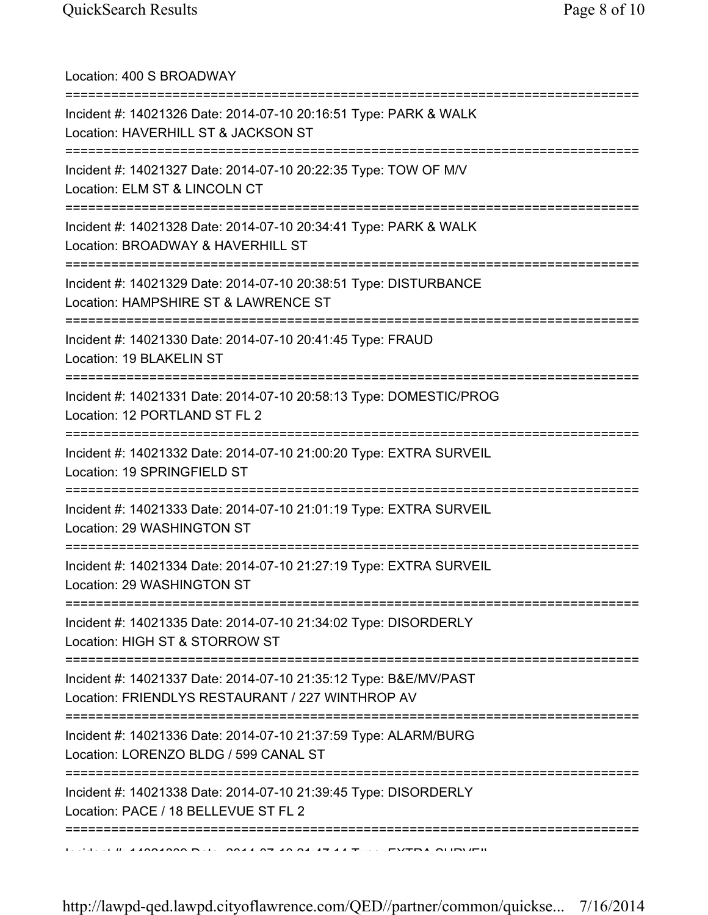Location: 400 S BROADWAY

===========================================================================

Incident #: 14021326 Date: 2014-07-10 20:16:51 Type: PARK & WALK
Location: HAVERHILL ST & JACKSON ST

===========================================================================

Incident #: 14021327 Date: 2014-07-10 20:22:35 Type: TOW OF M/V
Location: ELM ST & LINCOLN CT

===========================================================================

Incident #: 14021328 Date: 2014-07-10 20:34:41 Type: PARK & WALK
Location: BROADWAY & HAVERHILL ST

===========================================================================

Incident #: 14021329 Date: 2014-07-10 20:38:51 Type: DISTURBANCE
Location: HAMPSHIRE ST & LAWRENCE ST

===========================================================================

Incident #: 14021330 Date: 2014-07-10 20:41:45 Type: FRAUD
Location: 19 BLAKELIN ST

===========================================================================

Incident #: 14021331 Date: 2014-07-10 20:58:13 Type: DOMESTIC/PROG
Location: 12 PORTLAND ST FL 2

===========================================================================

Incident #: 14021332 Date: 2014-07-10 21:00:20 Type: EXTRA SURVEIL
Location: 19 SPRINGFIELD ST

===========================================================================

Incident #: 14021333 Date: 2014-07-10 21:01:19 Type: EXTRA SURVEIL
Location: 29 WASHINGTON ST

===========================================================================

Incident #: 14021334 Date: 2014-07-10 21:27:19 Type: EXTRA SURVEIL
Location: 29 WASHINGTON ST

===========================================================================

Incident #: 14021335 Date: 2014-07-10 21:34:02 Type: DISORDERLY
Location: HIGH ST & STORROW ST

===========================================================================

Incident #: 14021337 Date: 2014-07-10 21:35:12 Type: B&E/MV/PAST
Location: FRIENDLYS RESTAURANT / 227 WINTHROP AV

===========================================================================

Incident #: 14021336 Date: 2014-07-10 21:37:59 Type: ALARM/BURG
Location: LORENZO BLDG / 599 CANAL ST

===========================================================================

Incident #: 14021338 Date: 2014-07-10 21:39:45 Type: DISORDERLY
Location: PACE / 18 BELLEVUE ST FL 2

===========================================================================

Incident #: 14021339 Date: 2014-07-10 21:47:14 Type: EXTRA SURVEIL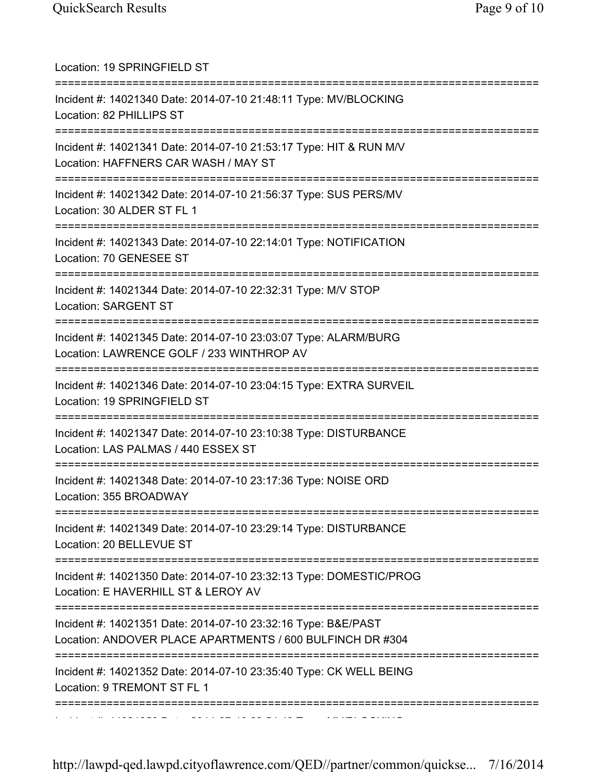Location: 19 SPRINGFIELD ST

===========================================================================

Incident #: 14021340 Date: 2014-07-10 21:48:11 Type: MV/BLOCKING
Location: 82 PHILLIPS ST

===========================================================================

Incident #: 14021341 Date: 2014-07-10 21:53:17 Type: HIT & RUN M/V
Location: HAFFNERS CAR WASH / MAY ST

===========================================================================

Incident #: 14021342 Date: 2014-07-10 21:56:37 Type: SUS PERS/MV
Location: 30 ALDER ST FL 1

===========================================================================

Incident #: 14021343 Date: 2014-07-10 22:14:01 Type: NOTIFICATION
Location: 70 GENESEE ST

===========================================================================

Incident #: 14021344 Date: 2014-07-10 22:32:31 Type: M/V STOP
Location: SARGENT ST

===========================================================================

Incident #: 14021345 Date: 2014-07-10 23:03:07 Type: ALARM/BURG
Location: LAWRENCE GOLF / 233 WINTHROP AV

===========================================================================

Incident #: 14021346 Date: 2014-07-10 23:04:15 Type: EXTRA SURVEIL
Location: 19 SPRINGFIELD ST

===========================================================================

Incident #: 14021347 Date: 2014-07-10 23:10:38 Type: DISTURBANCE
Location: LAS PALMAS / 440 ESSEX ST

===========================================================================

Incident #: 14021348 Date: 2014-07-10 23:17:36 Type: NOISE ORD
Location: 355 BROADWAY

===========================================================================

Incident #: 14021349 Date: 2014-07-10 23:29:14 Type: DISTURBANCE
Location: 20 BELLEVUE ST

===========================================================================

Incident #: 14021350 Date: 2014-07-10 23:32:13 Type: DOMESTIC/PROG
Location: E HAVERHILL ST & LEROY AV

===========================================================================

Incident #: 14021351 Date: 2014-07-10 23:32:16 Type: B&E/PAST
Location: ANDOVER PLACE APARTMENTS / 600 BULFINCH DR #304

===========================================================================

Incident #: 14021352 Date: 2014-07-10 23:35:40 Type: CK WELL BEING
Location: 9 TREMONT ST FL 1

===========================================================================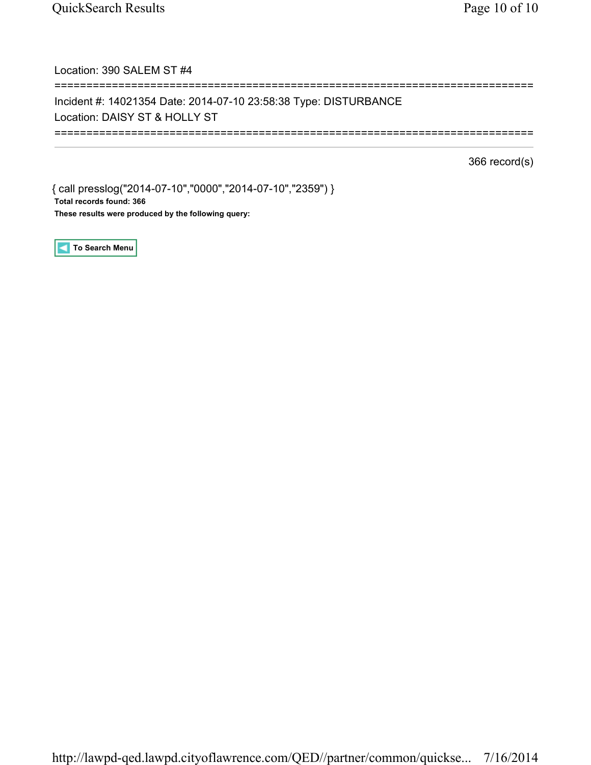Location: 390 SALEM ST #4

============================================================================

Incident #: 14021354 Date: 2014-07-10 23:58:38 Type: DISTURBANCE

Location: DAISY ST & HOLLY ST

============================================================================

366 record(s)

{ call presslog("2014-07-10","0000","2014-07-10","2359") }

**Total records found: 366**

**These results were produced by the following query:**

**To Search Menu**